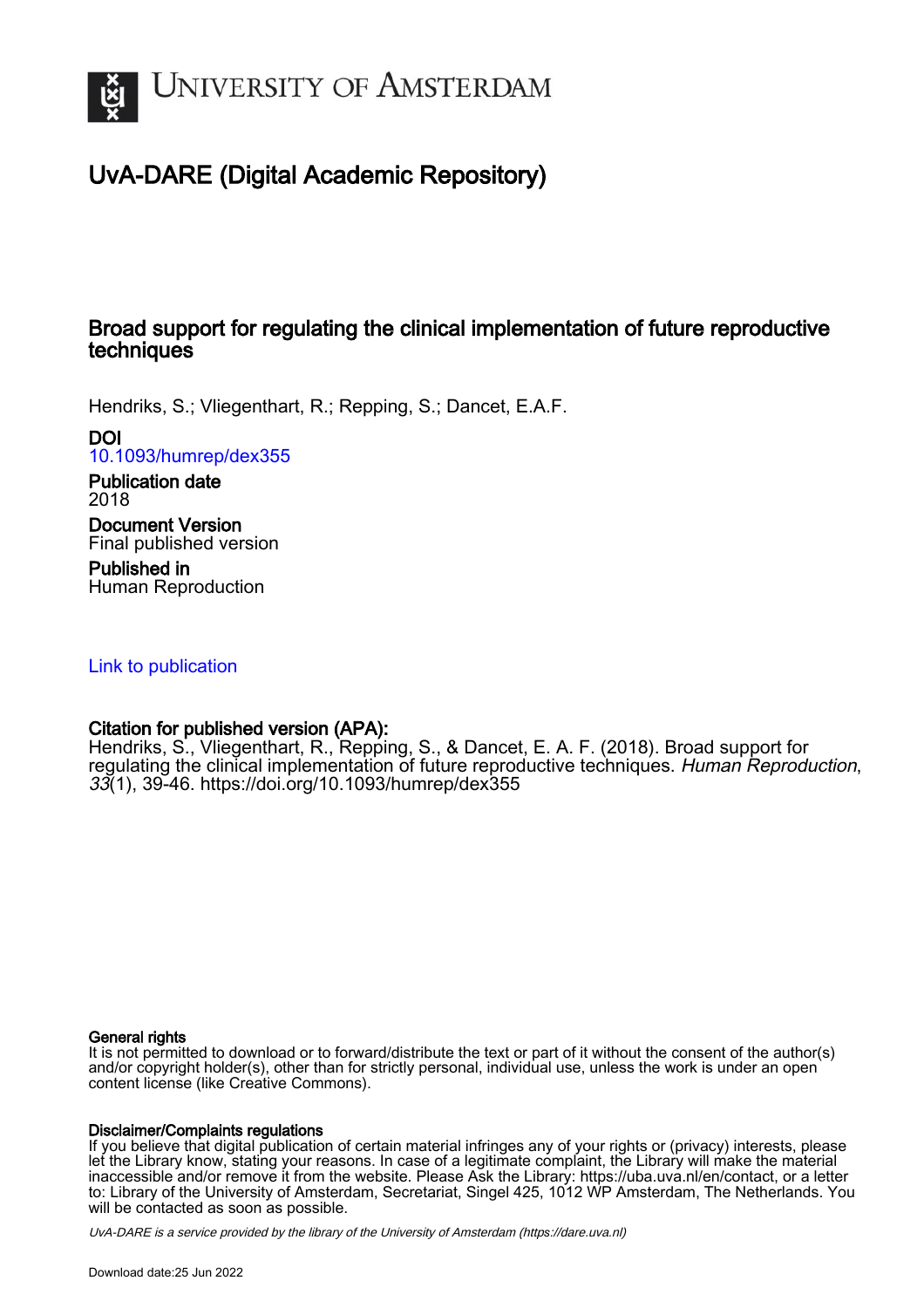# UvA-DARE (Digital Academic Repository)

## Broad support for regulating the clinical implementation of future reproductive techniques

Hendriks, S.; Vliegenthart, R.; Repping, S.; Dancet, E.A.F.

**DOI**
10.1093/humrep/dex355

**Publication date**
2018

**Document Version**
Final published version

**Published in**
Human Reproduction

Link to publication

**Citation for published version (APA):**
Hendriks, S., Vliegenthart, R., Repping, S., & Dancet, E. A. F. (2018). Broad support for regulating the clinical implementation of future reproductive techniques. *Human Reproduction*, *33*(1), 39-46. https://doi.org/10.1093/humrep/dex355

**General rights**
It is not permitted to download or to forward/distribute the text or part of it without the consent of the author(s) and/or copyright holder(s), other than for strictly personal, individual use, unless the work is under an open content license (like Creative Commons).

**Disclaimer/Complaints regulations**
If you believe that digital publication of certain material infringes any of your rights or (privacy) interests, please let the Library know, stating your reasons. In case of a legitimate complaint, the Library will make the material inaccessible and/or remove it from the website. Please Ask the Library: https://uba.uva.nl/en/contact, or a letter to: Library of the University of Amsterdam, Secretariat, Singel 425, 1012 WP Amsterdam, The Netherlands. You will be contacted as soon as possible.

*UvA-DARE is a service provided by the library of the University of Amsterdam (https://dare.uva.nl)*

Download date:25 Jun 2022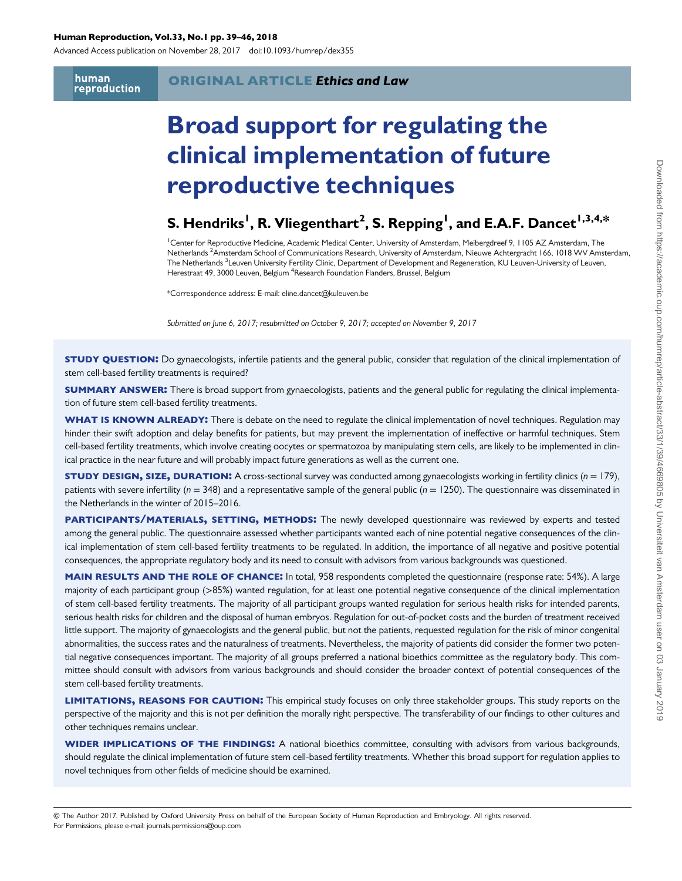ORIGINAL ARTICLE *Ethics and Law*

# Broad support for regulating the clinical implementation of future reproductive techniques

## S. Hendriks[1], R. Vliegenthart[2], S. Repping[1], and E.A.F. Dancet[1,3,4,*]

[1]Center for Reproductive Medicine, Academic Medical Center, University of Amsterdam, Meibergdreef 9, 1105 AZ Amsterdam, The Netherlands [2]Amsterdam School of Communications Research, University of Amsterdam, Nieuwe Achtergracht 166, 1018 WV Amsterdam, The Netherlands [3]Leuven University Fertility Clinic, Department of Development and Regeneration, KU Leuven-University of Leuven, Herestraat 49, 3000 Leuven, Belgium [4]Research Foundation Flanders, Brussel, Belgium

*Correspondence address: E-mail: eline.dancet@kuleuven.be

*Submitted on June 6, 2017; resubmitted on October 9, 2017; accepted on November 9, 2017*

**STUDY QUESTION:** Do gynaecologists, infertile patients and the general public, consider that regulation of the clinical implementation of stem cell-based fertility treatments is required?

**SUMMARY ANSWER:** There is broad support from gynaecologists, patients and the general public for regulating the clinical implementation of future stem cell-based fertility treatments.

**WHAT IS KNOWN ALREADY:** There is debate on the need to regulate the clinical implementation of novel techniques. Regulation may hinder their swift adoption and delay benefits for patients, but may prevent the implementation of ineffective or harmful techniques. Stem cell-based fertility treatments, which involve creating oocytes or spermatozoa by manipulating stem cells, are likely to be implemented in clinical practice in the near future and will probably impact future generations as well as the current one.

**STUDY DESIGN, SIZE, DURATION:** A cross-sectional survey was conducted among gynaecologists working in fertility clinics ($n = 179$), patients with severe infertility ($n = 348$) and a representative sample of the general public ($n = 1250$). The questionnaire was disseminated in the Netherlands in the winter of 2015–2016.

**PARTICIPANTS/MATERIALS, SETTING, METHODS:** The newly developed questionnaire was reviewed by experts and tested among the general public. The questionnaire assessed whether participants wanted each of nine potential negative consequences of the clinical implementation of stem cell-based fertility treatments to be regulated. In addition, the importance of all negative and positive potential consequences, the appropriate regulatory body and its need to consult with advisors from various backgrounds was questioned.

**MAIN RESULTS AND THE ROLE OF CHANCE:** In total, 958 respondents completed the questionnaire (response rate: 54%). A large majority of each participant group (>85%) wanted regulation, for at least one potential negative consequence of the clinical implementation of stem cell-based fertility treatments. The majority of all participant groups wanted regulation for serious health risks for intended parents, serious health risks for children and the disposal of human embryos. Regulation for out-of-pocket costs and the burden of treatment received little support. The majority of gynaecologists and the general public, but not the patients, requested regulation for the risk of minor congenital abnormalities, the success rates and the naturalness of treatments. Nevertheless, the majority of patients did consider the former two potential negative consequences important. The majority of all groups preferred a national bioethics committee as the regulatory body. This committee should consult with advisors from various backgrounds and should consider the broader context of potential consequences of the stem cell-based fertility treatments.

**LIMITATIONS, REASONS FOR CAUTION:** This empirical study focuses on only three stakeholder groups. This study reports on the perspective of the majority and this is not per definition the morally right perspective. The transferability of our findings to other cultures and other techniques remains unclear.

**WIDER IMPLICATIONS OF THE FINDINGS:** A national bioethics committee, consulting with advisors from various backgrounds, should regulate the clinical implementation of future stem cell-based fertility treatments. Whether this broad support for regulation applies to novel techniques from other fields of medicine should be examined.

© The Author 2017. Published by Oxford University Press on behalf of the European Society of Human Reproduction and Embryology. All rights reserved. For Permissions, please e-mail: journals.permissions@oup.com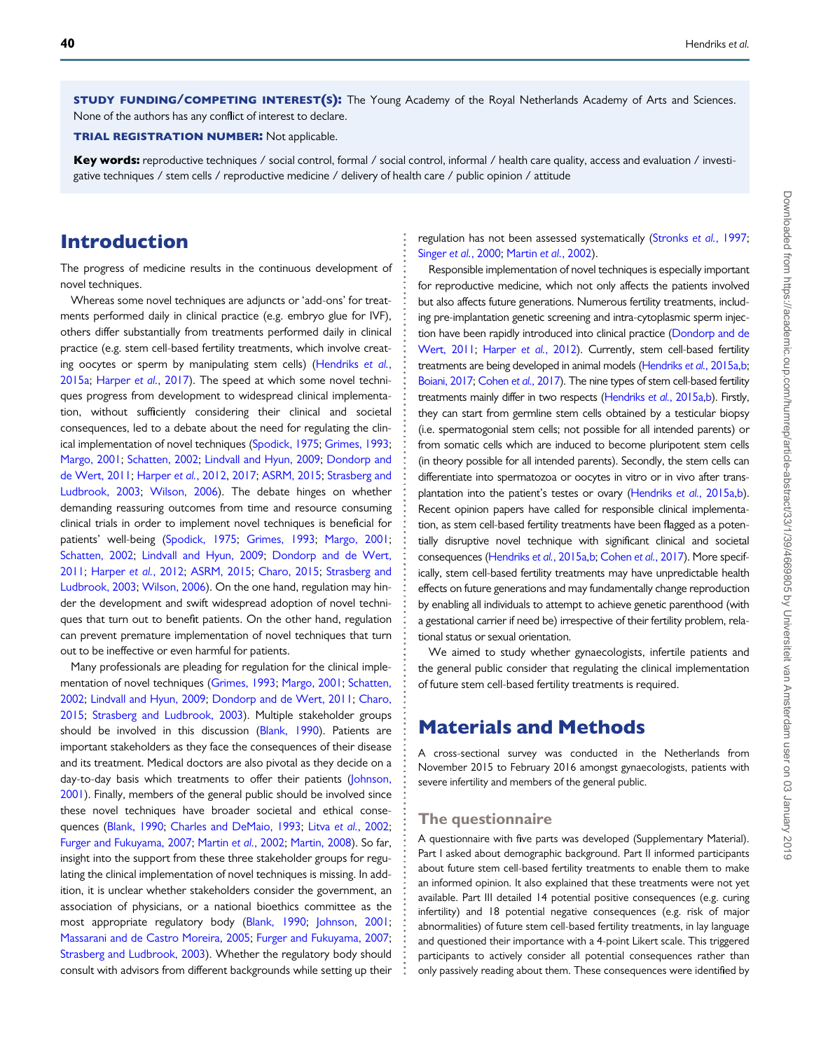**STUDY FUNDING/COMPETING INTEREST(S):** The Young Academy of the Royal Netherlands Academy of Arts and Sciences. None of the authors has any conflict of interest to declare.

**TRIAL REGISTRATION NUMBER:** Not applicable.

**Key words:** reproductive techniques / social control, formal / social control, informal / health care quality, access and evaluation / investigative techniques / stem cells / reproductive medicine / delivery of health care / public opinion / attitude

# Introduction

The progress of medicine results in the continuous development of novel techniques.

Whereas some novel techniques are adjuncts or 'add-ons' for treatments performed daily in clinical practice (e.g. embryo glue for IVF), others differ substantially from treatments performed daily in clinical practice (e.g. stem cell-based fertility treatments, which involve creating oocytes or sperm by manipulating stem cells) (Hendriks *et al.*, 2015a; Harper *et al.*, 2017). The speed at which some novel techniques progress from development to widespread clinical implementation, without sufficiently considering their clinical and societal consequences, led to a debate about the need for regulating the clinical implementation of novel techniques (Spodick, 1975; Grimes, 1993; Margo, 2001; Schatten, 2002; Lindvall and Hyun, 2009; Dondorp and de Wert, 2011; Harper *et al.*, 2012, 2017; ASRM, 2015; Strasberg and Ludbrook, 2003; Wilson, 2006). The debate hinges on whether demanding reassuring outcomes from time and resource consuming clinical trials in order to implement novel techniques is beneficial for patients' well-being (Spodick, 1975; Grimes, 1993; Margo, 2001; Schatten, 2002; Lindvall and Hyun, 2009; Dondorp and de Wert, 2011; Harper *et al.*, 2012; ASRM, 2015; Charo, 2015; Strasberg and Ludbrook, 2003; Wilson, 2006). On the one hand, regulation may hinder the development and swift widespread adoption of novel techniques that turn out to benefit patients. On the other hand, regulation can prevent premature implementation of novel techniques that turn out to be ineffective or even harmful for patients.

Many professionals are pleading for regulation for the clinical implementation of novel techniques (Grimes, 1993; Margo, 2001; Schatten, 2002; Lindvall and Hyun, 2009; Dondorp and de Wert, 2011; Charo, 2015; Strasberg and Ludbrook, 2003). Multiple stakeholder groups should be involved in this discussion (Blank, 1990). Patients are important stakeholders as they face the consequences of their disease and its treatment. Medical doctors are also pivotal as they decide on a day-to-day basis which treatments to offer their patients (Johnson, 2001). Finally, members of the general public should be involved since these novel techniques have broader societal and ethical consequences (Blank, 1990; Charles and DeMaio, 1993; Litva *et al.*, 2002; Furger and Fukuyama, 2007; Martin *et al.*, 2002; Martin, 2008). So far, insight into the support from these three stakeholder groups for regulating the clinical implementation of novel techniques is missing. In addition, it is unclear whether stakeholders consider the government, an association of physicians, or a national bioethics committee as the most appropriate regulatory body (Blank, 1990; Johnson, 2001; Massarani and de Castro Moreira, 2005; Furger and Fukuyama, 2007; Strasberg and Ludbrook, 2003). Whether the regulatory body should consult with advisors from different backgrounds while setting up their regulation has not been assessed systematically (Stronks *et al.*, 1997; Singer *et al.*, 2000; Martin *et al.*, 2002).

Responsible implementation of novel techniques is especially important for reproductive medicine, which not only affects the patients involved but also affects future generations. Numerous fertility treatments, including pre-implantation genetic screening and intra-cytoplasmic sperm injection have been rapidly introduced into clinical practice (Dondorp and de Wert, 2011; Harper *et al.*, 2012). Currently, stem cell-based fertility treatments are being developed in animal models (Hendriks *et al.*, 2015a,b; Boiani, 2017; Cohen *et al.*, 2017). The nine types of stem cell-based fertility treatments mainly differ in two respects (Hendriks *et al.*, 2015a,b). Firstly, they can start from germline stem cells obtained by a testicular biopsy (i.e. spermatogonial stem cells; not possible for all intended parents) or from somatic cells which are induced to become pluripotent stem cells (in theory possible for all intended parents). Secondly, the stem cells can differentiate into spermatozoa or oocytes in vitro or in vivo after transplantation into the patient's testes or ovary (Hendriks *et al.*, 2015a,b). Recent opinion papers have called for responsible clinical implementation, as stem cell-based fertility treatments have been flagged as a potentially disruptive novel technique with significant clinical and societal consequences (Hendriks *et al.*, 2015a,b; Cohen *et al.*, 2017). More specifically, stem cell-based fertility treatments may have unpredictable health effects on future generations and may fundamentally change reproduction by enabling all individuals to attempt to achieve genetic parenthood (with a gestational carrier if need be) irrespective of their fertility problem, relational status or sexual orientation.

We aimed to study whether gynaecologists, infertile patients and the general public consider that regulating the clinical implementation of future stem cell-based fertility treatments is required.

# Materials and Methods

A cross-sectional survey was conducted in the Netherlands from November 2015 to February 2016 amongst gynaecologists, patients with severe infertility and members of the general public.

## The questionnaire

A questionnaire with five parts was developed (Supplementary Material). Part I asked about demographic background. Part II informed participants about future stem cell-based fertility treatments to enable them to make an informed opinion. It also explained that these treatments were not yet available. Part III detailed 14 potential positive consequences (e.g. curing infertility) and 18 potential negative consequences (e.g. risk of major abnormalities) of future stem cell-based fertility treatments, in lay language and questioned their importance with a 4-point Likert scale. This triggered participants to actively consider all potential consequences rather than only passively reading about them. These consequences were identified by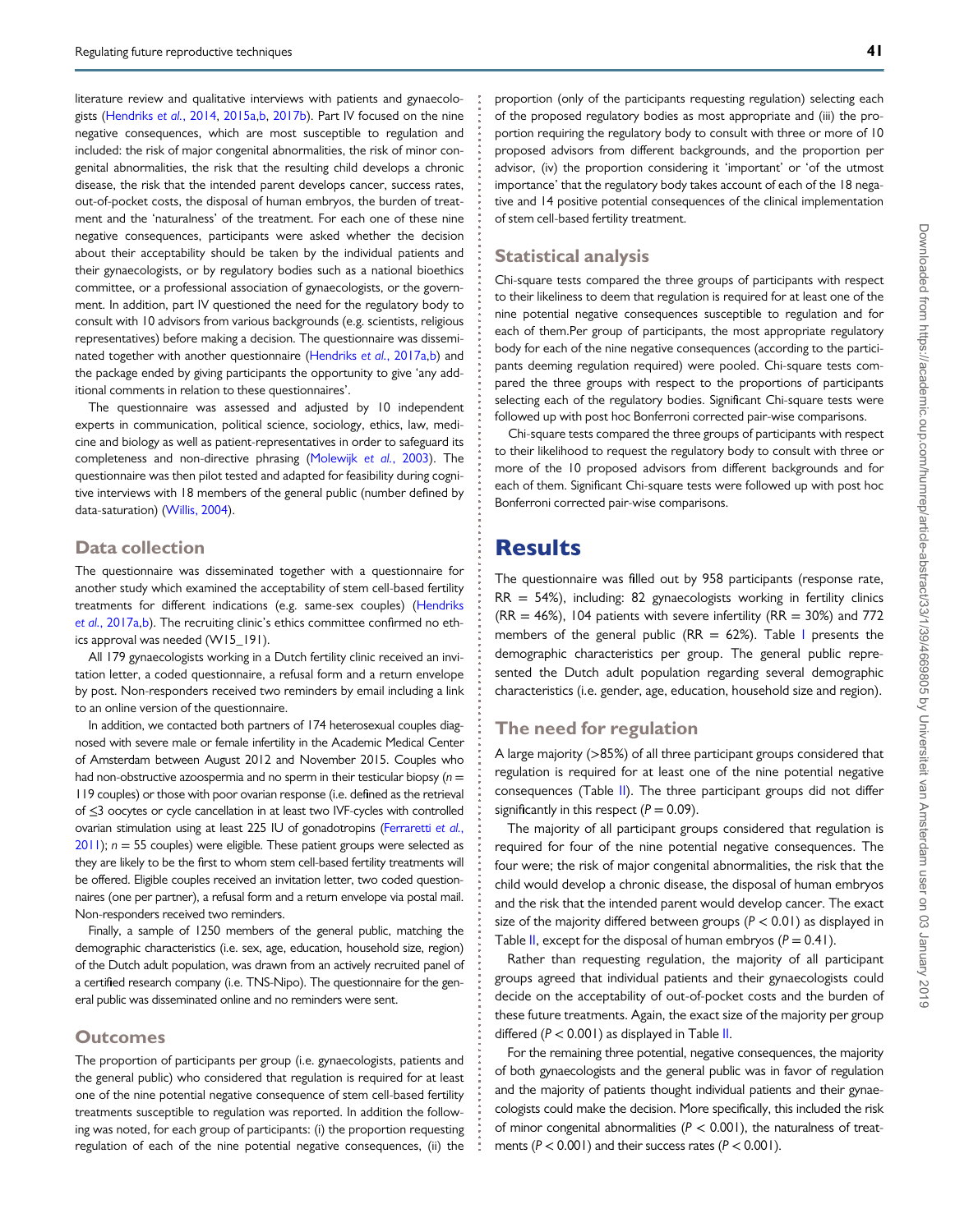literature review and qualitative interviews with patients and gynaecologists (Hendriks *et al.*, 2014, 2015a,b, 2017b). Part IV focused on the nine negative consequences, which are most susceptible to regulation and included: the risk of major congenital abnormalities, the risk of minor congenital abnormalities, the risk that the resulting child develops a chronic disease, the risk that the intended parent develops cancer, success rates, out-of-pocket costs, the disposal of human embryos, the burden of treatment and the 'naturalness' of the treatment. For each one of these nine negative consequences, participants were asked whether the decision about their acceptability should be taken by the individual patients and their gynaecologists, or by regulatory bodies such as a national bioethics committee, or a professional association of gynaecologists, or the government. In addition, part IV questioned the need for the regulatory body to consult with 10 advisors from various backgrounds (e.g. scientists, religious representatives) before making a decision. The questionnaire was disseminated together with another questionnaire (Hendriks *et al.*, 2017a,b) and the package ended by giving participants the opportunity to give 'any additional comments in relation to these questionnaires'.

The questionnaire was assessed and adjusted by 10 independent experts in communication, political science, sociology, ethics, law, medicine and biology as well as patient-representatives in order to safeguard its completeness and non-directive phrasing (Molewijk *et al.*, 2003). The questionnaire was then pilot tested and adapted for feasibility during cognitive interviews with 18 members of the general public (number defined by data-saturation) (Willis, 2004).

## Data collection

The questionnaire was disseminated together with a questionnaire for another study which examined the acceptability of stem cell-based fertility treatments for different indications (e.g. same-sex couples) (Hendriks *et al.*, 2017a,b). The recruiting clinic's ethics committee confirmed no ethics approval was needed (W15_191).

All 179 gynaecologists working in a Dutch fertility clinic received an invitation letter, a coded questionnaire, a refusal form and a return envelope by post. Non-responders received two reminders by email including a link to an online version of the questionnaire.

In addition, we contacted both partners of 174 heterosexual couples diagnosed with severe male or female infertility in the Academic Medical Center of Amsterdam between August 2012 and November 2015. Couples who had non-obstructive azoospermia and no sperm in their testicular biopsy ($n$ = 119 couples) or those with poor ovarian response (i.e. defined as the retrieval of ≤3 oocytes or cycle cancellation in at least two IVF-cycles with controlled ovarian stimulation using at least 225 IU of gonadotropins (Ferraretti *et al.*, 2011); $n$ = 55 couples) were eligible. These patient groups were selected as they are likely to be the first to whom stem cell-based fertility treatments will be offered. Eligible couples received an invitation letter, two coded questionnaires (one per partner), a refusal form and a return envelope via postal mail. Non-responders received two reminders.

Finally, a sample of 1250 members of the general public, matching the demographic characteristics (i.e. sex, age, education, household size, region) of the Dutch adult population, was drawn from an actively recruited panel of a certified research company (i.e. TNS-Nipo). The questionnaire for the general public was disseminated online and no reminders were sent.

## Outcomes

The proportion of participants per group (i.e. gynaecologists, patients and the general public) who considered that regulation is required for at least one of the nine potential negative consequence of stem cell-based fertility treatments susceptible to regulation was reported. In addition the following was noted, for each group of participants: (i) the proportion requesting regulation of each of the nine potential negative consequences, (ii) the proportion (only of the participants requesting regulation) selecting each of the proposed regulatory bodies as most appropriate and (iii) the proportion requiring the regulatory body to consult with three or more of 10 proposed advisors from different backgrounds, and the proportion per advisor, (iv) the proportion considering it 'important' or 'of the utmost importance' that the regulatory body takes account of each of the 18 negative and 14 positive potential consequences of the clinical implementation of stem cell-based fertility treatment.

## Statistical analysis

Chi-square tests compared the three groups of participants with respect to their likeliness to deem that regulation is required for at least one of the nine potential negative consequences susceptible to regulation and for each of them.Per group of participants, the most appropriate regulatory body for each of the nine negative consequences (according to the participants deeming regulation required) were pooled. Chi-square tests compared the three groups with respect to the proportions of participants selecting each of the regulatory bodies. Significant Chi-square tests were followed up with post hoc Bonferroni corrected pair-wise comparisons.

Chi-square tests compared the three groups of participants with respect to their likelihood to request the regulatory body to consult with three or more of the 10 proposed advisors from different backgrounds and for each of them. Significant Chi-square tests were followed up with post hoc Bonferroni corrected pair-wise comparisons.

# Results

The questionnaire was filled out by 958 participants (response rate, RR = 54%), including: 82 gynaecologists working in fertility clinics (RR = 46%), 104 patients with severe infertility (RR = 30%) and 772 members of the general public (RR = 62%). Table I presents the demographic characteristics per group. The general public represented the Dutch adult population regarding several demographic characteristics (i.e. gender, age, education, household size and region).

## The need for regulation

A large majority (>85%) of all three participant groups considered that regulation is required for at least one of the nine potential negative consequences (Table II). The three participant groups did not differ significantly in this respect ($P = 0.09$).

The majority of all participant groups considered that regulation is required for four of the nine potential negative consequences. The four were; the risk of major congenital abnormalities, the risk that the child would develop a chronic disease, the disposal of human embryos and the risk that the intended parent would develop cancer. The exact size of the majority differed between groups ($P < 0.01$) as displayed in Table II, except for the disposal of human embryos ($P = 0.41$).

Rather than requesting regulation, the majority of all participant groups agreed that individual patients and their gynaecologists could decide on the acceptability of out-of-pocket costs and the burden of these future treatments. Again, the exact size of the majority per group differed ($P < 0.001$) as displayed in Table II.

For the remaining three potential, negative consequences, the majority of both gynaecologists and the general public was in favor of regulation and the majority of patients thought individual patients and their gynaecologists could make the decision. More specifically, this included the risk of minor congenital abnormalities ($P < 0.001$), the naturalness of treatments ($P < 0.001$) and their success rates ($P < 0.001$).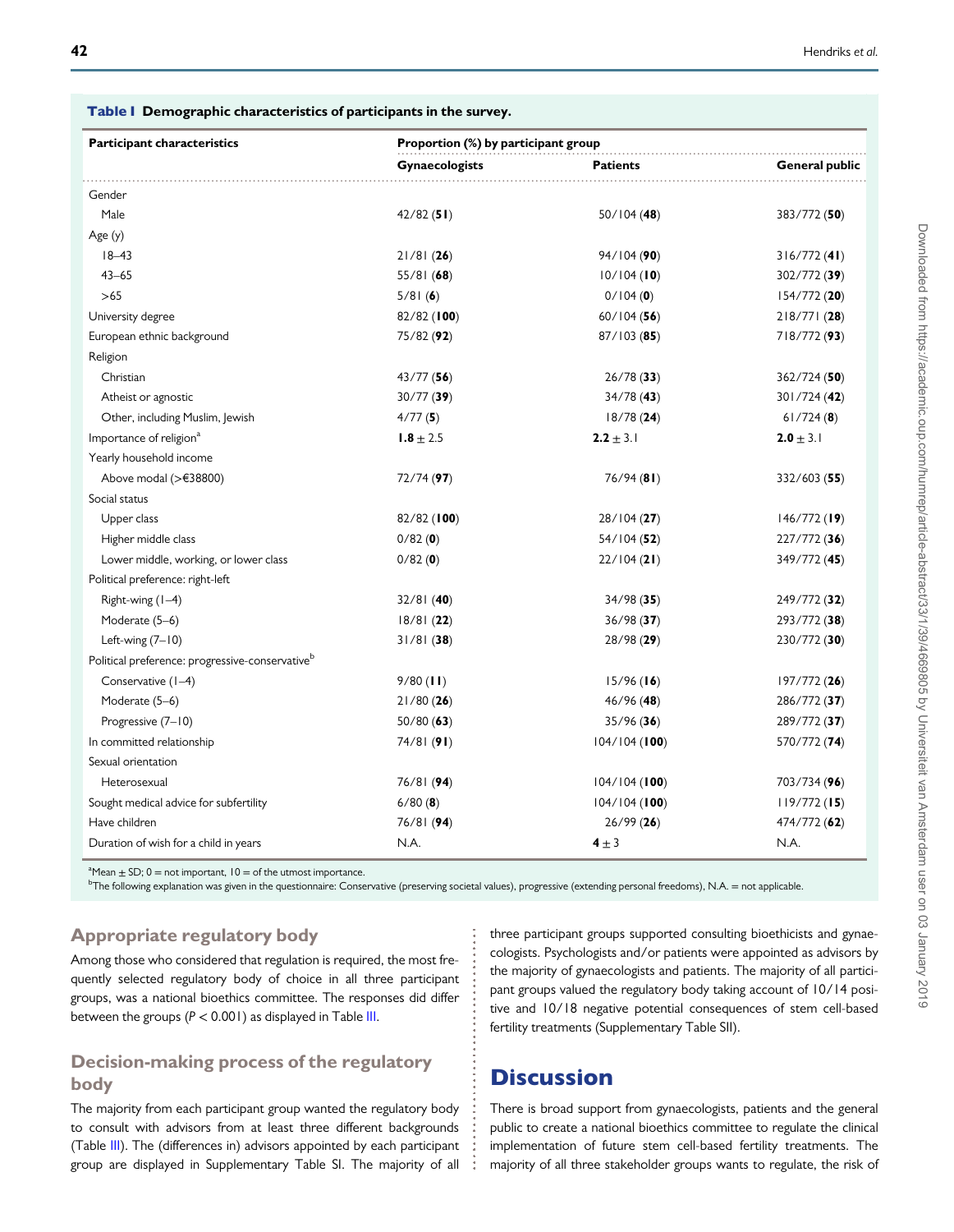**Table I** Demographic characteristics of participants in the survey.

| Participant characteristics | Proportion (%) by participant group | | |
|---|---|---|---|
| | Gynaecologists | Patients | General public |
| Gender | | | |
| Male | 42/82 (**51**) | 50/104 (**48**) | 383/772 (**50**) |
| Age (y) | | | |
| 18–43 | 21/81 (**26**) | 94/104 (**90**) | 316/772 (**41**) |
| 43–65 | 55/81 (**68**) | 10/104 (**10**) | 302/772 (**39**) |
| >65 | 5/81 (**6**) | 0/104 (**0**) | 154/772 (**20**) |
| University degree | 82/82 (**100**) | 60/104 (**56**) | 218/771 (**28**) |
| European ethnic background | 75/82 (**92**) | 87/103 (**85**) | 718/772 (**93**) |
| Religion | | | |
| Christian | 43/77 (**56**) | 26/78 (**33**) | 362/724 (**50**) |
| Atheist or agnostic | 30/77 (**39**) | 34/78 (**43**) | 301/724 (**42**) |
| Other, including Muslim, Jewish | 4/77 (**5**) | 18/78 (**24**) | 61/724 (**8**) |
| Importance of religion[a] | **1.8** ± 2.5 | **2.2** ± 3.1 | **2.0** ± 3.1 |
| Yearly household income | | | |
| Above modal (>€38800) | 72/74 (**97**) | 76/94 (**81**) | 332/603 (**55**) |
| Social status | | | |
| Upper class | 82/82 (**100**) | 28/104 (**27**) | 146/772 (**19**) |
| Higher middle class | 0/82 (**0**) | 54/104 (**52**) | 227/772 (**36**) |
| Lower middle, working, or lower class | 0/82 (**0**) | 22/104 (**21**) | 349/772 (**45**) |
| Political preference: right-left | | | |
| Right-wing (1–4) | 32/81 (**40**) | 34/98 (**35**) | 249/772 (**32**) |
| Moderate (5–6) | 18/81 (**22**) | 36/98 (**37**) | 293/772 (**38**) |
| Left-wing (7–10) | 31/81 (**38**) | 28/98 (**29**) | 230/772 (**30**) |
| Political preference: progressive-conservative[b] | | | |
| Conservative (1–4) | 9/80 (**11**) | 15/96 (**16**) | 197/772 (**26**) |
| Moderate (5–6) | 21/80 (**26**) | 46/96 (**48**) | 286/772 (**37**) |
| Progressive (7–10) | 50/80 (**63**) | 35/96 (**36**) | 289/772 (**37**) |
| In committed relationship | 74/81 (**91**) | 104/104 (**100**) | 570/772 (**74**) |
| Sexual orientation | | | |
| Heterosexual | 76/81 (**94**) | 104/104 (**100**) | 703/734 (**96**) |
| Sought medical advice for subfertility | 6/80 (**8**) | 104/104 (**100**) | 119/772 (**15**) |
| Have children | 76/81 (**94**) | 26/99 (**26**) | 474/772 (**62**) |
| Duration of wish for a child in years | N.A. | **4** ± 3 | N.A. |

[a]Mean ± SD; 0 = not important, 10 = of the utmost importance.
[b]The following explanation was given in the questionnaire: Conservative (preserving societal values), progressive (extending personal freedoms), N.A. = not applicable.

## Appropriate regulatory body

Among those who considered that regulation is required, the most frequently selected regulatory body of choice in all three participant groups, was a national bioethics committee. The responses did differ between the groups ($P < 0.001$) as displayed in Table III.

## Decision-making process of the regulatory body

The majority from each participant group wanted the regulatory body to consult with advisors from at least three different backgrounds (Table III). The (differences in) advisors appointed by each participant group are displayed in Supplementary Table SI. The majority of all three participant groups supported consulting bioethicists and gynaecologists. Psychologists and/or patients were appointed as advisors by the majority of gynaecologists and patients. The majority of all participant groups valued the regulatory body taking account of 10/14 positive and 10/18 negative potential consequences of stem cell-based fertility treatments (Supplementary Table SII).

# Discussion

There is broad support from gynaecologists, patients and the general public to create a national bioethics committee to regulate the clinical implementation of future stem cell-based fertility treatments. The majority of all three stakeholder groups wants to regulate, the risk of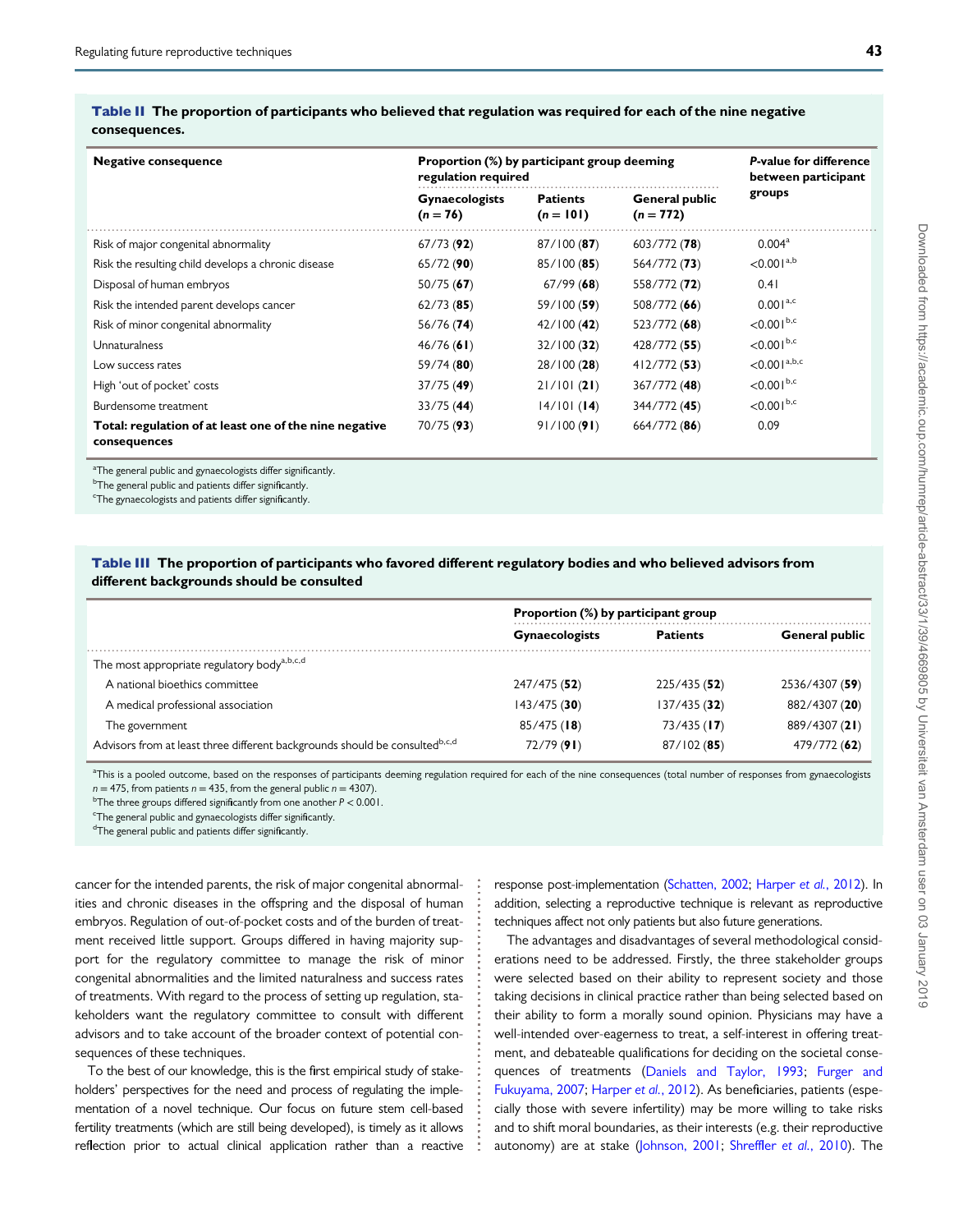**Table II The proportion of participants who believed that regulation was required for each of the nine negative consequences.**

| Negative consequence | Proportion (%) by participant group deeming regulation required | | | *P*-value for difference between participant groups |
|---|---|---|---|---|
| | Gynaecologists ($n = 76$) | Patients ($n = 101$) | General public ($n = 772$) | |
| Risk of major congenital abnormality | 67/73 (**92**) | 87/100 (**87**) | 603/772 (**78**) | 0.004[a] |
| Risk the resulting child develops a chronic disease | 65/72 (**90**) | 85/100 (**85**) | 564/772 (**73**) | <0.001[a,b] |
| Disposal of human embryos | 50/75 (**67**) | 67/99 (**68**) | 558/772 (**72**) | 0.41 |
| Risk the intended parent develops cancer | 62/73 (**85**) | 59/100 (**59**) | 508/772 (**66**) | 0.001[a,c] |
| Risk of minor congenital abnormality | 56/76 (**74**) | 42/100 (**42**) | 523/772 (**68**) | <0.001[b,c] |
| Unnaturalness | 46/76 (**61**) | 32/100 (**32**) | 428/772 (**55**) | <0.001[b,c] |
| Low success rates | 59/74 (**80**) | 28/100 (**28**) | 412/772 (**53**) | <0.001[a,b,c] |
| High 'out of pocket' costs | 37/75 (**49**) | 21/101 (**21**) | 367/772 (**48**) | <0.001[b,c] |
| Burdensome treatment | 33/75 (**44**) | 14/101 (**14**) | 344/772 (**45**) | <0.001[b,c] |
| **Total: regulation of at least one of the nine negative consequences** | 70/75 (**93**) | 91/100 (**91**) | 664/772 (**86**) | 0.09 |

[a]The general public and gynaecologists differ significantly.
[b]The general public and patients differ significantly.
[c]The gynaecologists and patients differ significantly.

**Table III The proportion of participants who favored different regulatory bodies and who believed advisors from different backgrounds should be consulted**

| | Proportion (%) by participant group | | |
|---|---|---|---|
| | Gynaecologists | Patients | General public |
| The most appropriate regulatory body[a,b,c,d] | | | |
| A national bioethics committee | 247/475 (**52**) | 225/435 (**52**) | 2536/4307 (**59**) |
| A medical professional association | 143/475 (**30**) | 137/435 (**32**) | 882/4307 (**20**) |
| The government | 85/475 (**18**) | 73/435 (**17**) | 889/4307 (**21**) |
| Advisors from at least three different backgrounds should be consulted[b,c,d] | 72/79 (**91**) | 87/102 (**85**) | 479/772 (**62**) |

[a]This is a pooled outcome, based on the responses of participants deeming regulation required for each of the nine consequences (total number of responses from gynaecologists $n = 475$, from patients $n = 435$, from the general public $n = 4307$).
[b]The three groups differed significantly from one another $P < 0.001$.
[c]The general public and gynaecologists differ significantly.
[d]The general public and patients differ significantly.

cancer for the intended parents, the risk of major congenital abnormalities and chronic diseases in the offspring and the disposal of human embryos. Regulation of out-of-pocket costs and of the burden of treatment received little support. Groups differed in having majority support for the regulatory committee to manage the risk of minor congenital abnormalities and the limited naturalness and success rates of treatments. With regard to the process of setting up regulation, stakeholders want the regulatory committee to consult with different advisors and to take account of the broader context of potential consequences of these techniques.

To the best of our knowledge, this is the first empirical study of stakeholders' perspectives for the need and process of regulating the implementation of a novel technique. Our focus on future stem cell-based fertility treatments (which are still being developed), is timely as it allows reflection prior to actual clinical application rather than a reactive response post-implementation (Schatten, 2002; Harper *et al.*, 2012). In addition, selecting a reproductive technique is relevant as reproductive techniques affect not only patients but also future generations.

The advantages and disadvantages of several methodological considerations need to be addressed. Firstly, the three stakeholder groups were selected based on their ability to represent society and those taking decisions in clinical practice rather than being selected based on their ability to form a morally sound opinion. Physicians may have a well-intended over-eagerness to treat, a self-interest in offering treatment, and debateable qualifications for deciding on the societal consequences of treatments (Daniels and Taylor, 1993; Furger and Fukuyama, 2007; Harper *et al.*, 2012). As beneficiaries, patients (especially those with severe infertility) may be more willing to take risks and to shift moral boundaries, as their interests (e.g. their reproductive autonomy) are at stake (Johnson, 2001; Shreffler *et al.*, 2010). The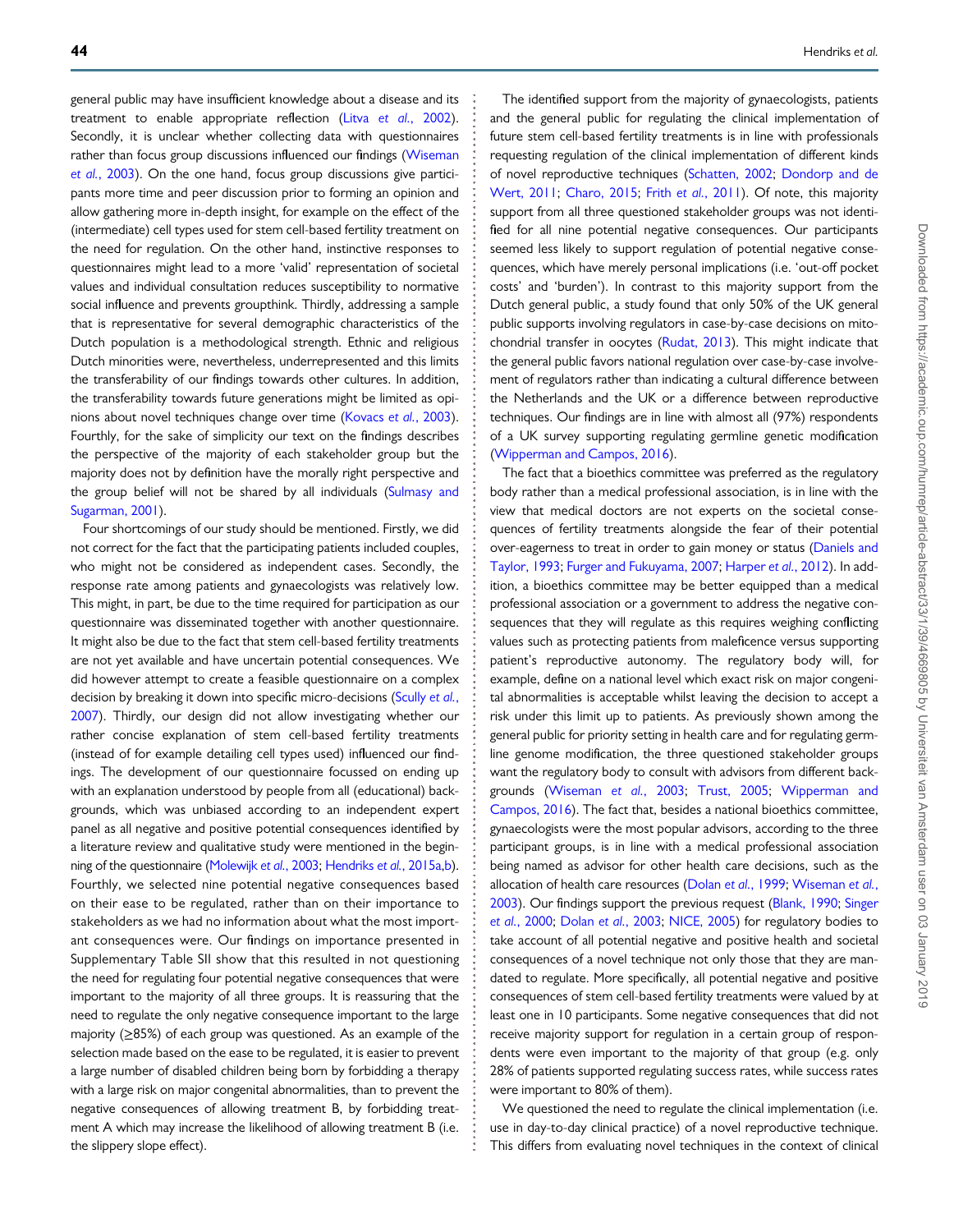general public may have insufficient knowledge about a disease and its treatment to enable appropriate reflection (Litva *et al.*, 2002). Secondly, it is unclear whether collecting data with questionnaires rather than focus group discussions influenced our findings (Wiseman *et al.*, 2003). On the one hand, focus group discussions give participants more time and peer discussion prior to forming an opinion and allow gathering more in-depth insight, for example on the effect of the (intermediate) cell types used for stem cell-based fertility treatment on the need for regulation. On the other hand, instinctive responses to questionnaires might lead to a more 'valid' representation of societal values and individual consultation reduces susceptibility to normative social influence and prevents groupthink. Thirdly, addressing a sample that is representative for several demographic characteristics of the Dutch population is a methodological strength. Ethnic and religious Dutch minorities were, nevertheless, underrepresented and this limits the transferability of our findings towards other cultures. In addition, the transferability towards future generations might be limited as opinions about novel techniques change over time (Kovacs *et al.*, 2003). Fourthly, for the sake of simplicity our text on the findings describes the perspective of the majority of each stakeholder group but the majority does not by definition have the morally right perspective and the group belief will not be shared by all individuals (Sulmasy and Sugarman, 2001).

Four shortcomings of our study should be mentioned. Firstly, we did not correct for the fact that the participating patients included couples, who might not be considered as independent cases. Secondly, the response rate among patients and gynaecologists was relatively low. This might, in part, be due to the time required for participation as our questionnaire was disseminated together with another questionnaire. It might also be due to the fact that stem cell-based fertility treatments are not yet available and have uncertain potential consequences. We did however attempt to create a feasible questionnaire on a complex decision by breaking it down into specific micro-decisions (Scully *et al.*, 2007). Thirdly, our design did not allow investigating whether our rather concise explanation of stem cell-based fertility treatments (instead of for example detailing cell types used) influenced our findings. The development of our questionnaire focussed on ending up with an explanation understood by people from all (educational) backgrounds, which was unbiased according to an independent expert panel as all negative and positive potential consequences identified by a literature review and qualitative study were mentioned in the beginning of the questionnaire (Molewijk *et al.*, 2003; Hendriks *et al.*, 2015a,b). Fourthly, we selected nine potential negative consequences based on their ease to be regulated, rather than on their importance to stakeholders as we had no information about what the most important consequences were. Our findings on importance presented in Supplementary Table SII show that this resulted in not questioning the need for regulating four potential negative consequences that were important to the majority of all three groups. It is reassuring that the need to regulate the only negative consequence important to the large majority (≥85%) of each group was questioned. As an example of the selection made based on the ease to be regulated, it is easier to prevent a large number of disabled children being born by forbidding a therapy with a large risk on major congenital abnormalities, than to prevent the negative consequences of allowing treatment B, by forbidding treatment A which may increase the likelihood of allowing treatment B (i.e. the slippery slope effect).

The identified support from the majority of gynaecologists, patients and the general public for regulating the clinical implementation of future stem cell-based fertility treatments is in line with professionals requesting regulation of the clinical implementation of different kinds of novel reproductive techniques (Schatten, 2002; Dondorp and de Wert, 2011; Charo, 2015; Frith *et al.*, 2011). Of note, this majority support from all three questioned stakeholder groups was not identified for all nine potential negative consequences. Our participants seemed less likely to support regulation of potential negative consequences, which have merely personal implications (i.e. 'out-off pocket costs' and 'burden'). In contrast to this majority support from the Dutch general public, a study found that only 50% of the UK general public supports involving regulators in case-by-case decisions on mitochondrial transfer in oocytes (Rudat, 2013). This might indicate that the general public favors national regulation over case-by-case involvement of regulators rather than indicating a cultural difference between the Netherlands and the UK or a difference between reproductive techniques. Our findings are in line with almost all (97%) respondents of a UK survey supporting regulating germline genetic modification (Wipperman and Campos, 2016).

The fact that a bioethics committee was preferred as the regulatory body rather than a medical professional association, is in line with the view that medical doctors are not experts on the societal consequences of fertility treatments alongside the fear of their potential over-eagerness to treat in order to gain money or status (Daniels and Taylor, 1993; Furger and Fukuyama, 2007; Harper *et al.*, 2012). In addition, a bioethics committee may be better equipped than a medical professional association or a government to address the negative consequences that they will regulate as this requires weighing conflicting values such as protecting patients from maleficence versus supporting patient's reproductive autonomy. The regulatory body will, for example, define on a national level which exact risk on major congenital abnormalities is acceptable whilst leaving the decision to accept a risk under this limit up to patients. As previously shown among the general public for priority setting in health care and for regulating germline genome modification, the three questioned stakeholder groups want the regulatory body to consult with advisors from different backgrounds (Wiseman *et al.*, 2003; Trust, 2005; Wipperman and Campos, 2016). The fact that, besides a national bioethics committee, gynaecologists were the most popular advisors, according to the three participant groups, is in line with a medical professional association being named as advisor for other health care decisions, such as the allocation of health care resources (Dolan *et al.*, 1999; Wiseman *et al.*, 2003). Our findings support the previous request (Blank, 1990; Singer *et al.*, 2000; Dolan *et al.*, 2003; NICE, 2005) for regulatory bodies to take account of all potential negative and positive health and societal consequences of a novel technique not only those that they are mandated to regulate. More specifically, all potential negative and positive consequences of stem cell-based fertility treatments were valued by at least one in 10 participants. Some negative consequences that did not receive majority support for regulation in a certain group of respondents were even important to the majority of that group (e.g. only 28% of patients supported regulating success rates, while success rates were important to 80% of them).

We questioned the need to regulate the clinical implementation (i.e. use in day-to-day clinical practice) of a novel reproductive technique. This differs from evaluating novel techniques in the context of clinical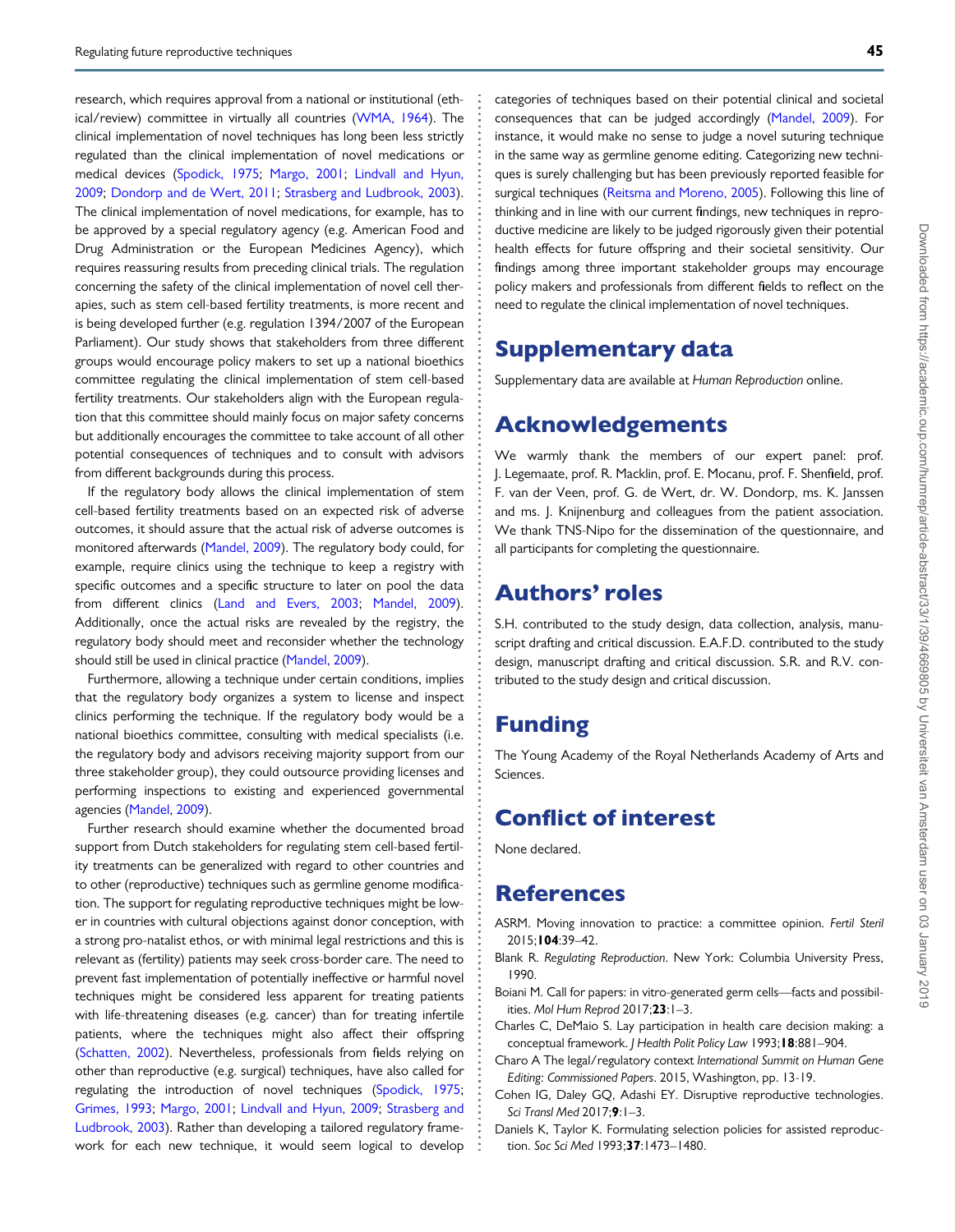research, which requires approval from a national or institutional (ethical/review) committee in virtually all countries (WMA, 1964). The clinical implementation of novel techniques has long been less strictly regulated than the clinical implementation of novel medications or medical devices (Spodick, 1975; Margo, 2001; Lindvall and Hyun, 2009; Dondorp and de Wert, 2011; Strasberg and Ludbrook, 2003). The clinical implementation of novel medications, for example, has to be approved by a special regulatory agency (e.g. American Food and Drug Administration or the European Medicines Agency), which requires reassuring results from preceding clinical trials. The regulation concerning the safety of the clinical implementation of novel cell therapies, such as stem cell-based fertility treatments, is more recent and is being developed further (e.g. regulation 1394/2007 of the European Parliament). Our study shows that stakeholders from three different groups would encourage policy makers to set up a national bioethics committee regulating the clinical implementation of stem cell-based fertility treatments. Our stakeholders align with the European regulation that this committee should mainly focus on major safety concerns but additionally encourages the committee to take account of all other potential consequences of techniques and to consult with advisors from different backgrounds during this process.

If the regulatory body allows the clinical implementation of stem cell-based fertility treatments based on an expected risk of adverse outcomes, it should assure that the actual risk of adverse outcomes is monitored afterwards (Mandel, 2009). The regulatory body could, for example, require clinics using the technique to keep a registry with specific outcomes and a specific structure to later on pool the data from different clinics (Land and Evers, 2003; Mandel, 2009). Additionally, once the actual risks are revealed by the registry, the regulatory body should meet and reconsider whether the technology should still be used in clinical practice (Mandel, 2009).

Furthermore, allowing a technique under certain conditions, implies that the regulatory body organizes a system to license and inspect clinics performing the technique. If the regulatory body would be a national bioethics committee, consulting with medical specialists (i.e. the regulatory body and advisors receiving majority support from our three stakeholder group), they could outsource providing licenses and performing inspections to existing and experienced governmental agencies (Mandel, 2009).

Further research should examine whether the documented broad support from Dutch stakeholders for regulating stem cell-based fertility treatments can be generalized with regard to other countries and to other (reproductive) techniques such as germline genome modification. The support for regulating reproductive techniques might be lower in countries with cultural objections against donor conception, with a strong pro-natalist ethos, or with minimal legal restrictions and this is relevant as (fertility) patients may seek cross-border care. The need to prevent fast implementation of potentially ineffective or harmful novel techniques might be considered less apparent for treating patients with life-threatening diseases (e.g. cancer) than for treating infertile patients, where the techniques might also affect their offspring (Schatten, 2002). Nevertheless, professionals from fields relying on other than reproductive (e.g. surgical) techniques, have also called for regulating the introduction of novel techniques (Spodick, 1975; Grimes, 1993; Margo, 2001; Lindvall and Hyun, 2009; Strasberg and Ludbrook, 2003). Rather than developing a tailored regulatory framework for each new technique, it would seem logical to develop categories of techniques based on their potential clinical and societal consequences that can be judged accordingly (Mandel, 2009). For instance, it would make no sense to judge a novel suturing technique in the same way as germline genome editing. Categorizing new techniques is surely challenging but has been previously reported feasible for surgical techniques (Reitsma and Moreno, 2005). Following this line of thinking and in line with our current findings, new techniques in reproductive medicine are likely to be judged rigorously given their potential health effects for future offspring and their societal sensitivity. Our findings among three important stakeholder groups may encourage policy makers and professionals from different fields to reflect on the need to regulate the clinical implementation of novel techniques.

# Supplementary data

Supplementary data are available at *Human Reproduction* online.

# Acknowledgements

We warmly thank the members of our expert panel: prof. J. Legemaate, prof. R. Macklin, prof. E. Mocanu, prof. F. Shenfield, prof. F. van der Veen, prof. G. de Wert, dr. W. Dondorp, ms. K. Janssen and ms. J. Knijnenburg and colleagues from the patient association. We thank TNS-Nipo for the dissemination of the questionnaire, and all participants for completing the questionnaire.

# Authors' roles

S.H. contributed to the study design, data collection, analysis, manuscript drafting and critical discussion. E.A.F.D. contributed to the study design, manuscript drafting and critical discussion. S.R. and R.V. contributed to the study design and critical discussion.

# Funding

The Young Academy of the Royal Netherlands Academy of Arts and Sciences.

# Conflict of interest

None declared.

# References

ASRM. Moving innovation to practice: a committee opinion. *Fertil Steril* 2015;**104**:39–42.

Blank R. *Regulating Reproduction*. New York: Columbia University Press, 1990.

Boiani M. Call for papers: in vitro-generated germ cells—facts and possibilities. *Mol Hum Reprod* 2017;**23**:1–3.

Charles C, DeMaio S. Lay participation in health care decision making: a conceptual framework. *J Health Polit Policy Law* 1993;**18**:881–904.

Charo A The legal/regulatory context *International Summit on Human Gene Editing: Commissioned Papers*. 2015, Washington, pp. 13-19.

Cohen IG, Daley GQ, Adashi EY. Disruptive reproductive technologies. *Sci Transl Med* 2017;**9**:1–3.

Daniels K, Taylor K. Formulating selection policies for assisted reproduction. *Soc Sci Med* 1993;**37**:1473–1480.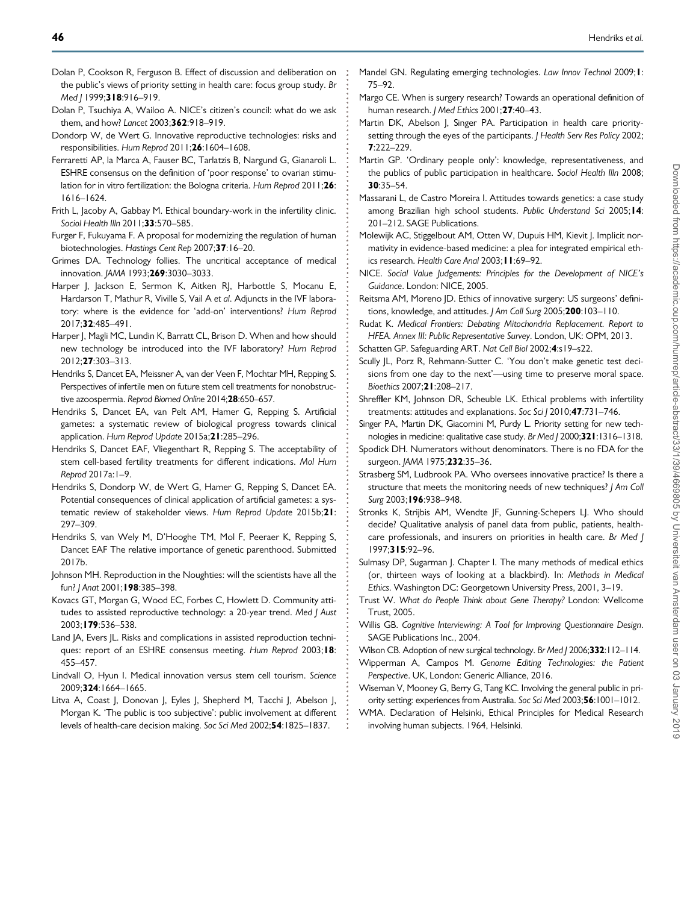Dolan P, Cookson R, Ferguson B. Effect of discussion and deliberation on the public's views of priority setting in health care: focus group study. *Br Med J* 1999;**318**:916–919.

Dolan P, Tsuchiya A, Wailoo A. NICE's citizen's council: what do we ask them, and how? *Lancet* 2003;**362**:918–919.

Dondorp W, de Wert G. Innovative reproductive technologies: risks and responsibilities. *Hum Reprod* 2011;**26**:1604–1608.

Ferraretti AP, la Marca A, Fauser BC, Tarlatzis B, Nargund G, Gianaroli L. ESHRE consensus on the definition of 'poor response' to ovarian stimulation for in vitro fertilization: the Bologna criteria. *Hum Reprod* 2011;**26**: 1616–1624.

Frith L, Jacoby A, Gabbay M. Ethical boundary-work in the infertility clinic. *Sociol Health Illn* 2011;**33**:570–585.

Furger F, Fukuyama F. A proposal for modernizing the regulation of human biotechnologies. *Hastings Cent Rep* 2007;**37**:16–20.

Grimes DA. Technology follies. The uncritical acceptance of medical innovation. *JAMA* 1993;**269**:3030–3033.

Harper J, Jackson E, Sermon K, Aitken RJ, Harbottle S, Mocanu E, Hardarson T, Mathur R, Viville S, Vail A *et al*. Adjuncts in the IVF laboratory: where is the evidence for 'add-on' interventions? *Hum Reprod* 2017;**32**:485–491.

Harper J, Magli MC, Lundin K, Barratt CL, Brison D. When and how should new technology be introduced into the IVF laboratory? *Hum Reprod* 2012;**27**:303–313.

Hendriks S, Dancet EA, Meissner A, van der Veen F, Mochtar MH, Repping S. Perspectives of infertile men on future stem cell treatments for nonobstructive azoospermia. *Reprod Biomed Online* 2014;**28**:650–657.

Hendriks S, Dancet EA, van Pelt AM, Hamer G, Repping S. Artificial gametes: a systematic review of biological progress towards clinical application. *Hum Reprod Update* 2015a;**21**:285–296.

Hendriks S, Dancet EAF, Vliegenthart R, Repping S. The acceptability of stem cell-based fertility treatments for different indications. *Mol Hum Reprod* 2017a:1–9.

Hendriks S, Dondorp W, de Wert G, Hamer G, Repping S, Dancet EA. Potential consequences of clinical application of artificial gametes: a systematic review of stakeholder views. *Hum Reprod Update* 2015b;**21**: 297–309.

Hendriks S, van Wely M, D'Hooghe TM, Mol F, Peeraer K, Repping S, Dancet EAF The relative importance of genetic parenthood. Submitted 2017b.

Johnson MH. Reproduction in the Noughties: will the scientists have all the fun? *J Anat* 2001;**198**:385–398.

Kovacs GT, Morgan G, Wood EC, Forbes C, Howlett D. Community attitudes to assisted reproductive technology: a 20-year trend. *Med J Aust* 2003;**179**:536–538.

Land JA, Evers JL. Risks and complications in assisted reproduction techniques: report of an ESHRE consensus meeting. *Hum Reprod* 2003;**18**: 455–457.

Lindvall O, Hyun I. Medical innovation versus stem cell tourism. *Science* 2009;**324**:1664–1665.

Litva A, Coast J, Donovan J, Eyles J, Shepherd M, Tacchi J, Abelson J, Morgan K. 'The public is too subjective': public involvement at different levels of health-care decision making. *Soc Sci Med* 2002;**54**:1825–1837.

Mandel GN. Regulating emerging technologies. *Law Innov Technol* 2009;**1**: 75–92.

Margo CE. When is surgery research? Towards an operational definition of human research. *J Med Ethics* 2001;**27**:40–43.

Martin DK, Abelson J, Singer PA. Participation in health care priority-setting through the eyes of the participants. *J Health Serv Res Policy* 2002; **7**:222–229.

Martin GP. 'Ordinary people only': knowledge, representativeness, and the publics of public participation in healthcare. *Sociol Health Illn* 2008; **30**:35–54.

Massarani L, de Castro Moreira I. Attitudes towards genetics: a case study among Brazilian high school students. *Public Understand Sci* 2005;**14**: 201–212. SAGE Publications.

Molewijk AC, Stiggelbout AM, Otten W, Dupuis HM, Kievit J. Implicit normativity in evidence-based medicine: a plea for integrated empirical ethics research. *Health Care Anal* 2003;**11**:69–92.

NICE. *Social Value Judgements: Principles for the Development of NICE's Guidance*. London: NICE, 2005.

Reitsma AM, Moreno JD. Ethics of innovative surgery: US surgeons' definitions, knowledge, and attitudes. *J Am Coll Surg* 2005;**200**:103–110.

Rudat K. *Medical Frontiers: Debating Mitochondria Replacement. Report to HFEA. Annex III: Public Representative Survey*. London, UK: OPM, 2013.

Schatten GP. Safeguarding ART. *Nat Cell Biol* 2002;**4**:s19–s22.

Scully JL, Porz R, Rehmann-Sutter C. 'You don't make genetic test decisions from one day to the next'—using time to preserve moral space. *Bioethics* 2007;**21**:208–217.

Shreffler KM, Johnson DR, Scheuble LK. Ethical problems with infertility treatments: attitudes and explanations. *Soc Sci J* 2010;**47**:731–746.

Singer PA, Martin DK, Giacomini M, Purdy L. Priority setting for new technologies in medicine: qualitative case study. *Br Med J* 2000;**321**:1316–1318.

Spodick DH. Numerators without denominators. There is no FDA for the surgeon. *JAMA* 1975;**232**:35–36.

Strasberg SM, Ludbrook PA. Who oversees innovative practice? Is there a structure that meets the monitoring needs of new techniques? *J Am Coll Surg* 2003;**196**:938–948.

Stronks K, Strijbis AM, Wendte JF, Gunning-Schepers LJ. Who should decide? Qualitative analysis of panel data from public, patients, healthcare professionals, and insurers on priorities in health care. *Br Med J* 1997;**315**:92–96.

Sulmasy DP, Sugarman J. Chapter I. The many methods of medical ethics (or, thirteen ways of looking at a blackbird). In: *Methods in Medical Ethics*. Washington DC: Georgetown University Press, 2001, 3–19.

Trust W. *What do People Think about Gene Therapy?* London: Wellcome Trust, 2005.

Willis GB. *Cognitive Interviewing: A Tool for Improving Questionnaire Design*. SAGE Publications Inc., 2004.

Wilson CB. Adoption of new surgical technology. *Br Med J* 2006;**332**:112–114.

Wipperman A, Campos M. *Genome Editing Technologies: the Patient Perspective*. UK, London: Generic Alliance, 2016.

Wiseman V, Mooney G, Berry G, Tang KC. Involving the general public in priority setting: experiences from Australia. *Soc Sci Med* 2003;**56**:1001–1012.

WMA. Declaration of Helsinki, Ethical Principles for Medical Research involving human subjects. 1964, Helsinki.